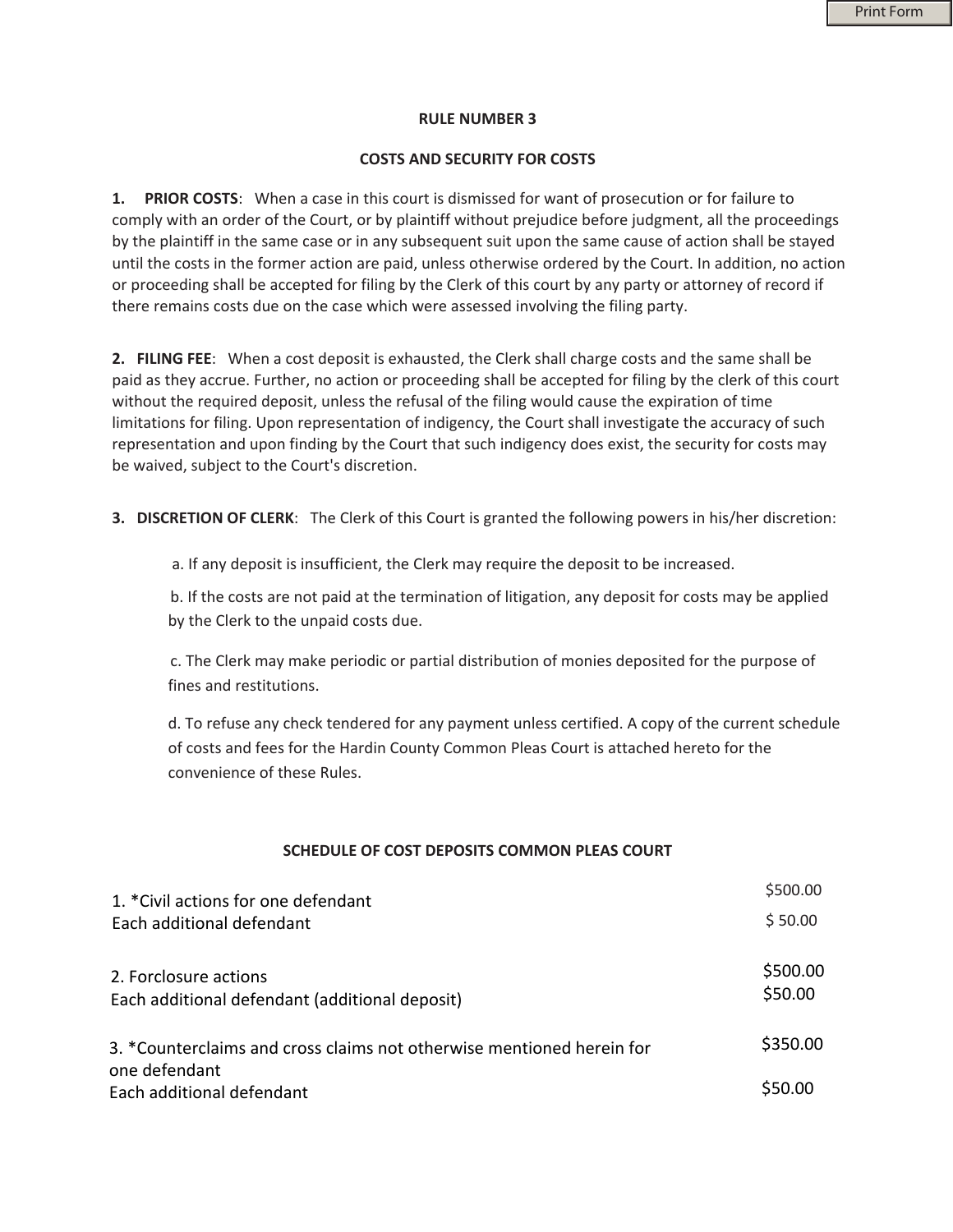## RULE NUMBER 3

## COSTS AND SECURITY FOR COSTS

**1. PRIOR COSTS**: When a case in this court is dismissed for want of prosecution or for failure to comply with an order of the Court, or by plaintiff without prejudice before judgment, all the proceedings by the plaintiff in the same case or in any subsequent suit upon the same cause of action shall be stayed until the costs in the former action are paid, unless otherwise ordered by the Court. In addition, no action or proceeding shall be accepted for filing by the Clerk of this court by any party or attorney of record if there remains costs due on the case which were assessed involving the filing party.

**2. FILING FEE**: When a cost deposit is exhausted, the Clerk shall charge costs and the same shall be paid as they accrue. Further, no action or proceeding shall be accepted for filing by the clerk of this court without the required deposit, unless the refusal of the filing would cause the expiration of time limitations for filing. Upon representation of indigency, the Court shall investigate the accuracy of such representation and upon finding by the Court that such indigency does exist, the security for costs may be waived, subject to the Court's discretion.

**3. DISCRETION OF CLERK**: The Clerk of this Court is granted the following powers in his/her discretion:

a. If any deposit is insufficient, the Clerk may require the deposit to be increased.

b. If the costs are not paid at the termination of litigation, any deposit for costs may be applied by the Clerk to the unpaid costs due.

c. The Clerk may make periodic or partial distribution of monies deposited for the purpose of fines and restitutions.

d. To refuse any check tendered for any payment unless certified. A copy of the current schedule of costs and fees for the Hardin County Common Pleas Court is attached hereto for the convenience of these Rules.

## SCHEDULE OF COST DEPOSITS COMMON PLEAS COURT

| | |
|---|---|
| 1. *Civil actions for one defendant | $500.00 |
| Each additional defendant | $ 50.00 |
| 2. Forclosure actions | $500.00 |
| Each additional defendant (additional deposit) | $50.00 |
| 3. *Counterclaims and cross claims not otherwise mentioned herein for one defendant | $350.00 |
| Each additional defendant | $50.00 |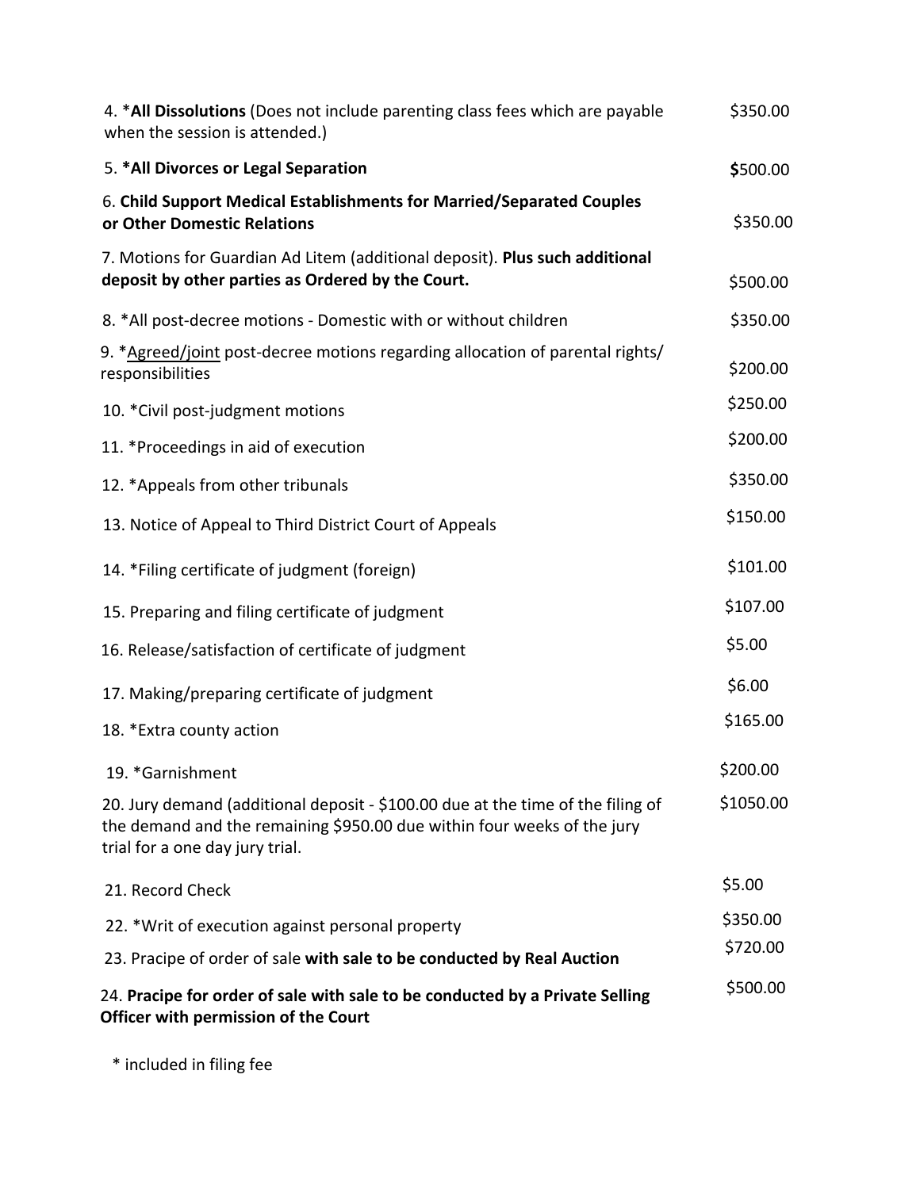| | |
|---|---|
| 4. ***All Dissolutions** (Does not include parenting class fees which are payable when the session is attended.) | $350.00 |
| 5. ***All Divorces or Legal Separation** | **$**500.00 |
| 6. **Child Support Medical Establishments for Married/Separated Couples or Other Domestic Relations** | $350.00 |
| 7. Motions for Guardian Ad Litem (additional deposit). **Plus such additional deposit by other parties as Ordered by the Court.** | $500.00 |
| 8. *All post-decree motions - Domestic with or without children | $350.00 |
| 9. *<u>Agreed/joint</u> post-decree motions regarding allocation of parental rights/ responsibilities | $200.00 |
| 10. *Civil post-judgment motions | $250.00 |
| 11. *Proceedings in aid of execution | $200.00 |
| 12. *Appeals from other tribunals | $350.00 |
| 13. Notice of Appeal to Third District Court of Appeals | $150.00 |
| 14. *Filing certificate of judgment (foreign) | $101.00 |
| 15. Preparing and filing certificate of judgment | $107.00 |
| 16. Release/satisfaction of certificate of judgment | $5.00 |
| 17. Making/preparing certificate of judgment | $6.00 |
| 18. *Extra county action | $165.00 |
| 19. *Garnishment | $200.00 |
| 20. Jury demand (additional deposit - $100.00 due at the time of the filing of the demand and the remaining $950.00 due within four weeks of the jury trial for a one day jury trial. | $1050.00 |
| 21. Record Check | $5.00 |
| 22. *Writ of execution against personal property | $350.00 |
| 23. Pracipe of order of sale **with sale to be conducted by Real Auction** | $720.00 |
| 24. **Pracipe for order of sale with sale to be conducted by a Private Selling Officer with permission of the Court** | $500.00 |

* included in filing fee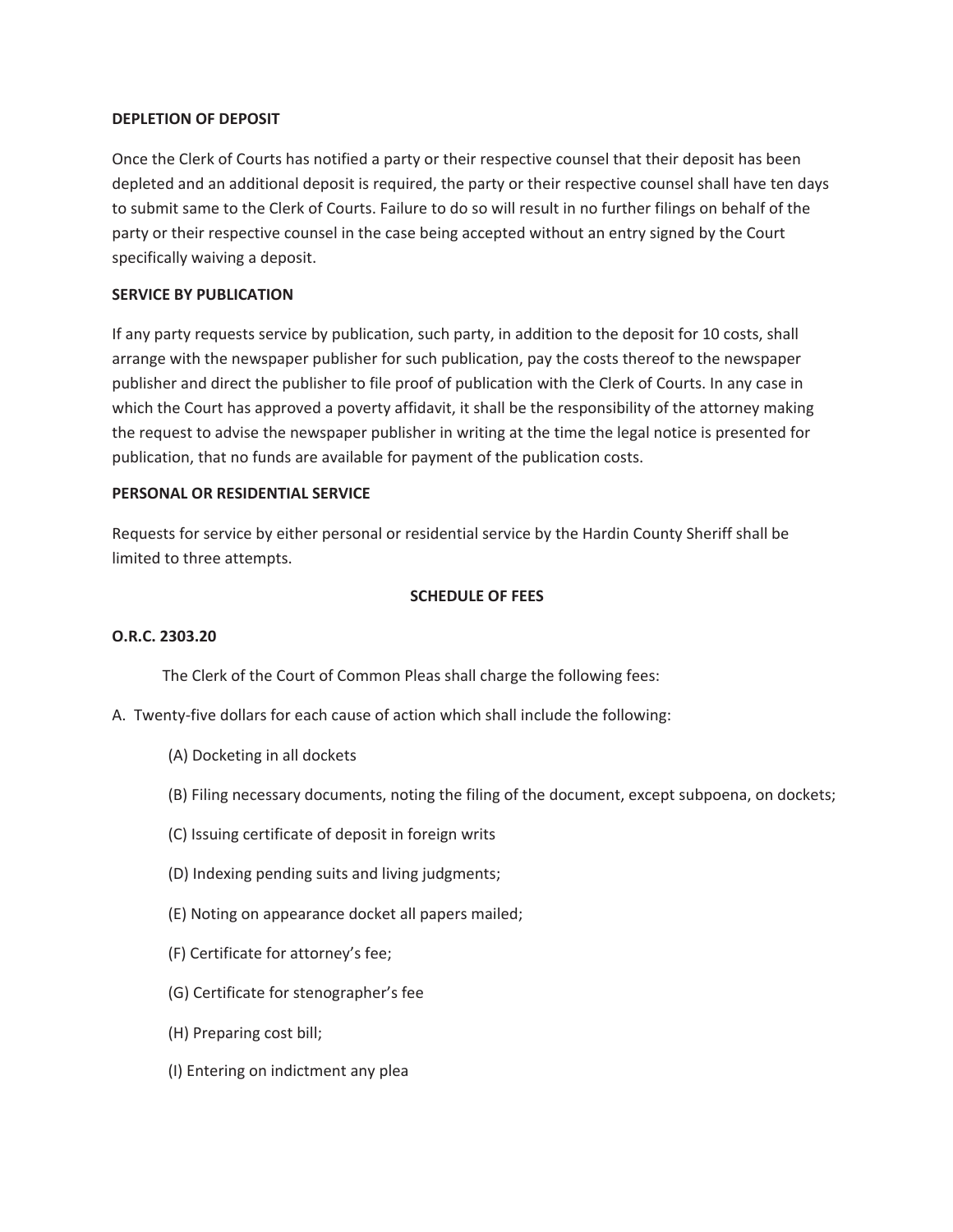**DEPLETION OF DEPOSIT**

Once the Clerk of Courts has notified a party or their respective counsel that their deposit has been depleted and an additional deposit is required, the party or their respective counsel shall have ten days to submit same to the Clerk of Courts. Failure to do so will result in no further filings on behalf of the party or their respective counsel in the case being accepted without an entry signed by the Court specifically waiving a deposit.

**SERVICE BY PUBLICATION**

If any party requests service by publication, such party, in addition to the deposit for 10 costs, shall arrange with the newspaper publisher for such publication, pay the costs thereof to the newspaper publisher and direct the publisher to file proof of publication with the Clerk of Courts. In any case in which the Court has approved a poverty affidavit, it shall be the responsibility of the attorney making the request to advise the newspaper publisher in writing at the time the legal notice is presented for publication, that no funds are available for payment of the publication costs.

**PERSONAL OR RESIDENTIAL SERVICE**

Requests for service by either personal or residential service by the Hardin County Sheriff shall be limited to three attempts.

**SCHEDULE OF FEES**

**O.R.C. 2303.20**

The Clerk of the Court of Common Pleas shall charge the following fees:

A. Twenty-five dollars for each cause of action which shall include the following:

(A) Docketing in all dockets

(B) Filing necessary documents, noting the filing of the document, except subpoena, on dockets;

(C) Issuing certificate of deposit in foreign writs

(D) Indexing pending suits and living judgments;

(E) Noting on appearance docket all papers mailed;

(F) Certificate for attorney's fee;

(G) Certificate for stenographer's fee

(H) Preparing cost bill;

(I) Entering on indictment any plea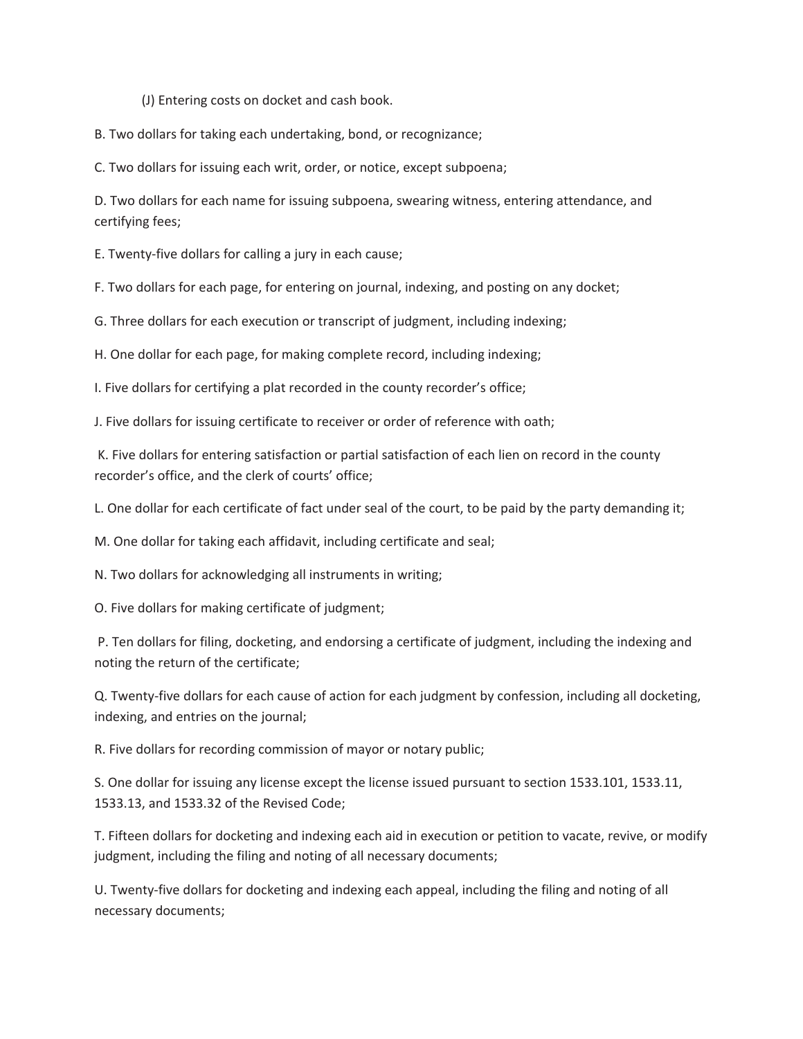(J) Entering costs on docket and cash book.

B. Two dollars for taking each undertaking, bond, or recognizance;

C. Two dollars for issuing each writ, order, or notice, except subpoena;

D. Two dollars for each name for issuing subpoena, swearing witness, entering attendance, and certifying fees;

E. Twenty-five dollars for calling a jury in each cause;

F. Two dollars for each page, for entering on journal, indexing, and posting on any docket;

G. Three dollars for each execution or transcript of judgment, including indexing;

H. One dollar for each page, for making complete record, including indexing;

I. Five dollars for certifying a plat recorded in the county recorder's office;

J. Five dollars for issuing certificate to receiver or order of reference with oath;

K. Five dollars for entering satisfaction or partial satisfaction of each lien on record in the county recorder's office, and the clerk of courts' office;

L. One dollar for each certificate of fact under seal of the court, to be paid by the party demanding it;

M. One dollar for taking each affidavit, including certificate and seal;

N. Two dollars for acknowledging all instruments in writing;

O. Five dollars for making certificate of judgment;

P. Ten dollars for filing, docketing, and endorsing a certificate of judgment, including the indexing and noting the return of the certificate;

Q. Twenty-five dollars for each cause of action for each judgment by confession, including all docketing, indexing, and entries on the journal;

R. Five dollars for recording commission of mayor or notary public;

S. One dollar for issuing any license except the license issued pursuant to section 1533.101, 1533.11, 1533.13, and 1533.32 of the Revised Code;

T. Fifteen dollars for docketing and indexing each aid in execution or petition to vacate, revive, or modify judgment, including the filing and noting of all necessary documents;

U. Twenty-five dollars for docketing and indexing each appeal, including the filing and noting of all necessary documents;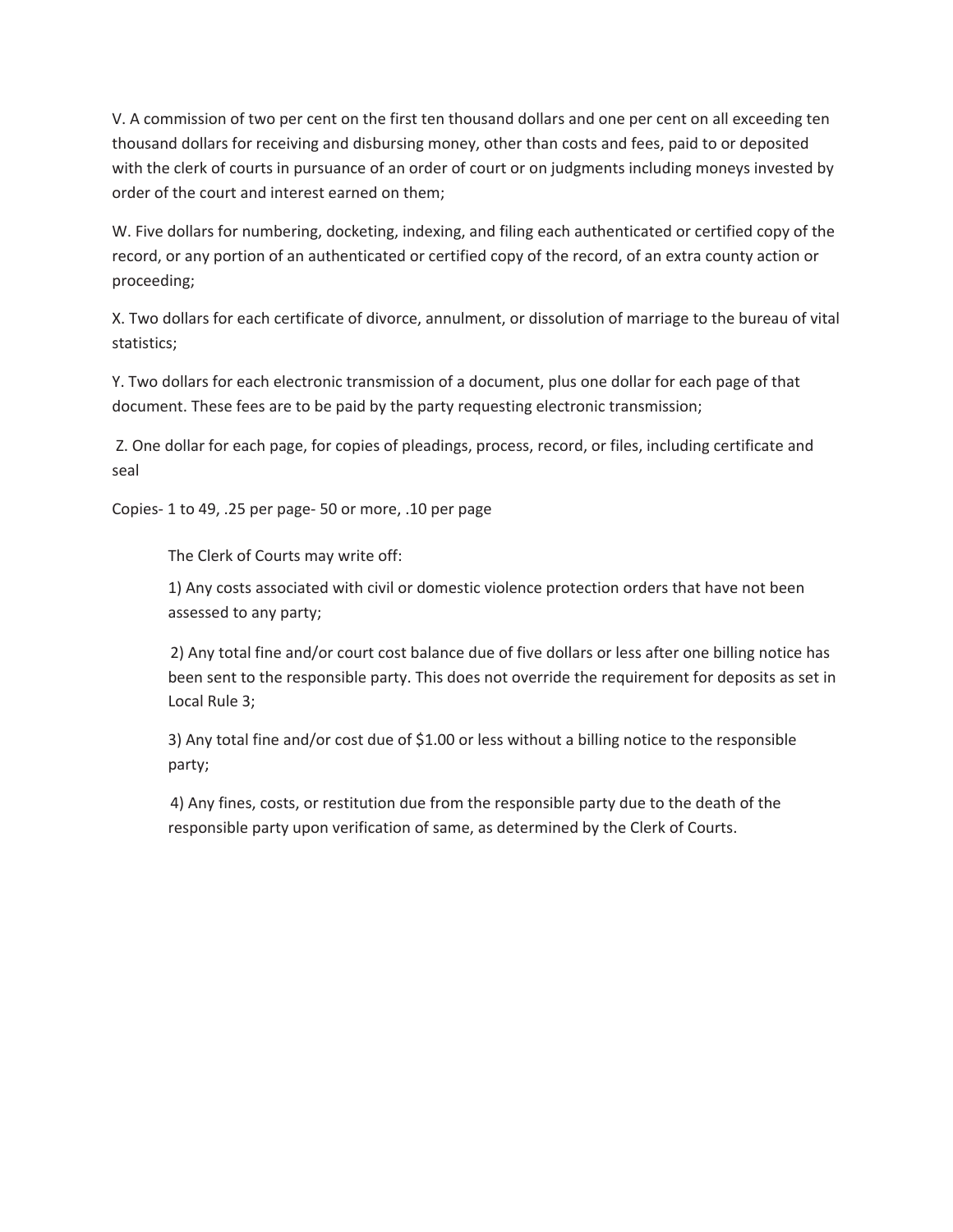V. A commission of two per cent on the first ten thousand dollars and one per cent on all exceeding ten thousand dollars for receiving and disbursing money, other than costs and fees, paid to or deposited with the clerk of courts in pursuance of an order of court or on judgments including moneys invested by order of the court and interest earned on them;

W. Five dollars for numbering, docketing, indexing, and filing each authenticated or certified copy of the record, or any portion of an authenticated or certified copy of the record, of an extra county action or proceeding;

X. Two dollars for each certificate of divorce, annulment, or dissolution of marriage to the bureau of vital statistics;

Y. Two dollars for each electronic transmission of a document, plus one dollar for each page of that document. These fees are to be paid by the party requesting electronic transmission;

Z. One dollar for each page, for copies of pleadings, process, record, or files, including certificate and seal

Copies- 1 to 49, .25 per page- 50 or more, .10 per page

The Clerk of Courts may write off:

1) Any costs associated with civil or domestic violence protection orders that have not been assessed to any party;

2) Any total fine and/or court cost balance due of five dollars or less after one billing notice has been sent to the responsible party. This does not override the requirement for deposits as set in Local Rule 3;

3) Any total fine and/or cost due of $1.00 or less without a billing notice to the responsible party;

4) Any fines, costs, or restitution due from the responsible party due to the death of the responsible party upon verification of same, as determined by the Clerk of Courts.